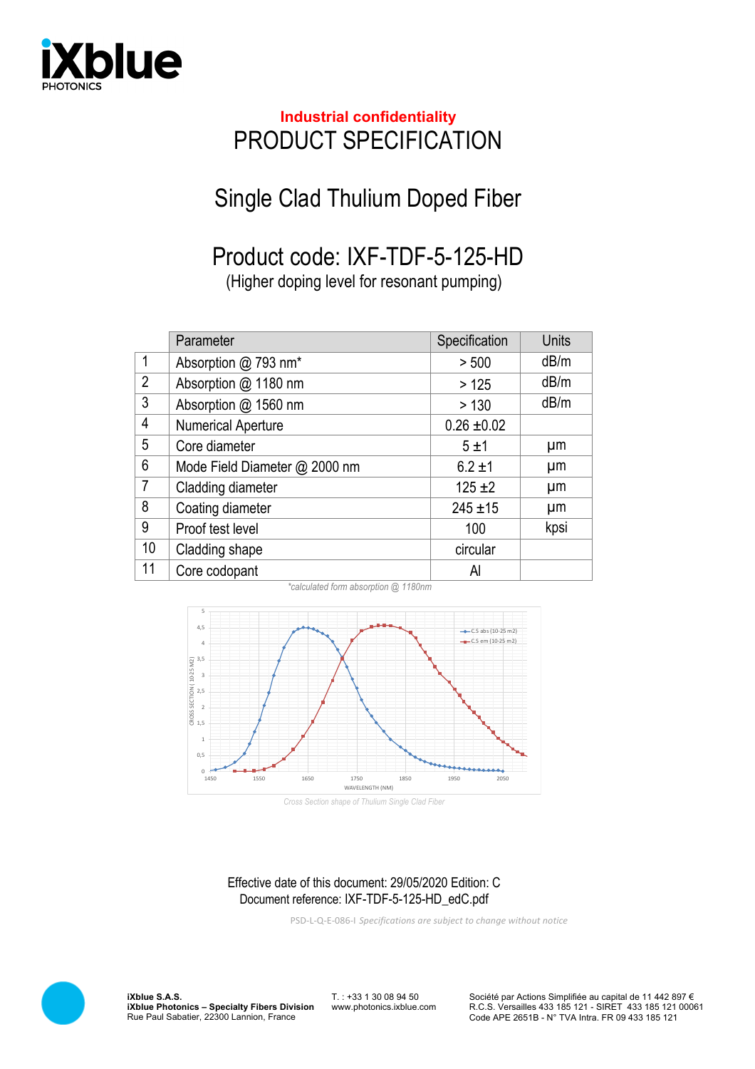**Industrial confidentiality**

# PRODUCT SPECIFICATION

## Single Clad Thulium Doped Fiber

## Product code: IXF-TDF-5-125-HD

(Higher doping level for resonant pumping)

| | Parameter | Specification | Units |
|---|---|---|---|
| 1 | Absorption @ 793 nm* | > 500 | dB/m |
| 2 | Absorption @ 1180 nm | > 125 | dB/m |
| 3 | Absorption @ 1560 nm | > 130 | dB/m |
| 4 | Numerical Aperture | 0.26 ±0.02 | |
| 5 | Core diameter | 5 ±1 | µm |
| 6 | Mode Field Diameter @ 2000 nm | 6.2 ±1 | µm |
| 7 | Cladding diameter | 125 ±2 | µm |
| 8 | Coating diameter | 245 ±15 | µm |
| 9 | Proof test level | 100 | kpsi |
| 10 | Cladding shape | circular | |
| 11 | Core codopant | Al | |

*calculated form absorption @ 1180nm*

*Cross Section shape of Thulium Single Clad Fiber*

Effective date of this document: 29/05/2020 Edition: C
Document reference: IXF-TDF-5-125-HD_edC.pdf

PSD-L-Q-E-086-I *Specifications are subject to change without notice*

**iXblue S.A.S.**
**iXblue Photonics – Specialty Fibers Division**
Rue Paul Sabatier, 22300 Lannion, France

T. : +33 1 30 08 94 50
www.photonics.ixblue.com

Société par Actions Simplifiée au capital de 11 442 897 €
R.C.S. Versailles 433 185 121 - SIRET 433 185 121 00061
Code APE 2651B - N° TVA Intra. FR 09 433 185 121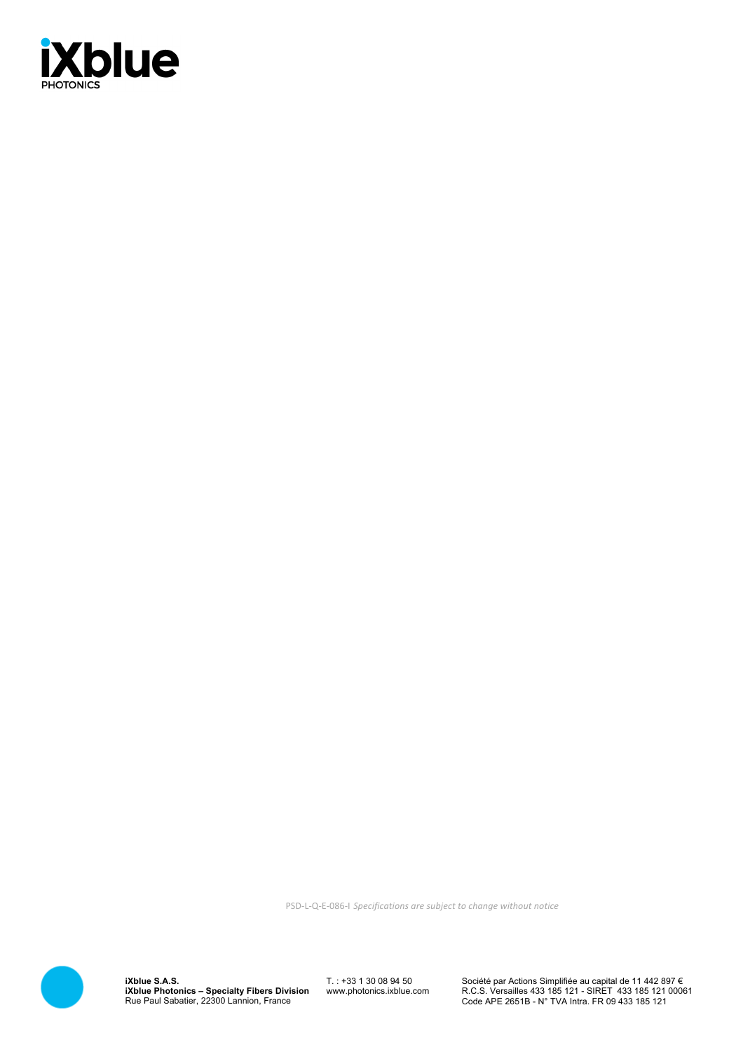PSD-L-Q-E-086-I *Specifications are subject to change without notice*

**iXblue S.A.S.**
**iXblue Photonics – Specialty Fibers Division**
Rue Paul Sabatier, 22300 Lannion, France

T. : +33 1 30 08 94 50
www.photonics.ixblue.com

Société par Actions Simplifiée au capital de 11 442 897 €
R.C.S. Versailles 433 185 121 - SIRET 433 185 121 00061
Code APE 2651B - N° TVA Intra. FR 09 433 185 121